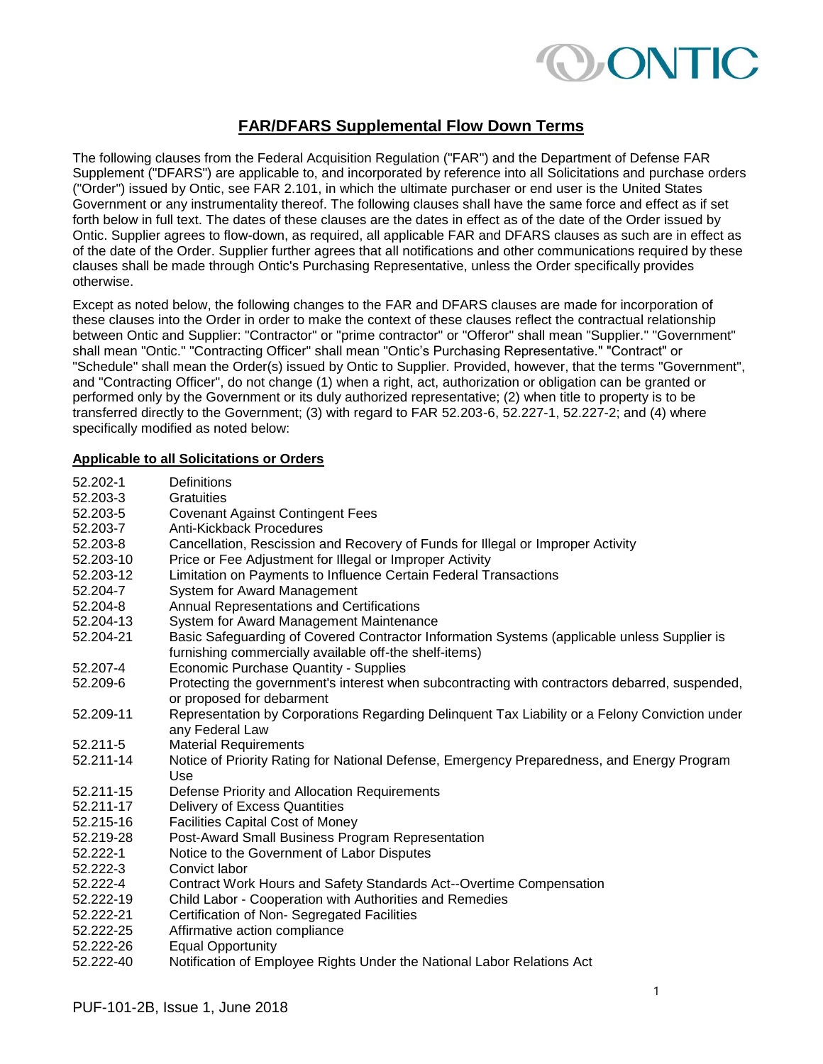# FAR/DFARS Supplemental Flow Down Terms

The following clauses from the Federal Acquisition Regulation ("FAR") and the Department of Defense FAR Supplement ("DFARS") are applicable to, and incorporated by reference into all Solicitations and purchase orders ("Order") issued by Ontic, see FAR 2.101, in which the ultimate purchaser or end user is the United States Government or any instrumentality thereof. The following clauses shall have the same force and effect as if set forth below in full text. The dates of these clauses are the dates in effect as of the date of the Order issued by Ontic. Supplier agrees to flow-down, as required, all applicable FAR and DFARS clauses as such are in effect as of the date of the Order. Supplier further agrees that all notifications and other communications required by these clauses shall be made through Ontic's Purchasing Representative, unless the Order specifically provides otherwise.

Except as noted below, the following changes to the FAR and DFARS clauses are made for incorporation of these clauses into the Order in order to make the context of these clauses reflect the contractual relationship between Ontic and Supplier: "Contractor" or "prime contractor" or "Offeror" shall mean "Supplier." "Government" shall mean "Ontic." "Contracting Officer" shall mean "Ontic's Purchasing Representative." "Contract" or "Schedule" shall mean the Order(s) issued by Ontic to Supplier. Provided, however, that the terms "Government", and "Contracting Officer", do not change (1) when a right, act, authorization or obligation can be granted or performed only by the Government or its duly authorized representative; (2) when title to property is to be transferred directly to the Government; (3) with regard to FAR 52.203-6, 52.227-1, 52.227-2; and (4) where specifically modified as noted below:

**Applicable to all Solicitations or Orders**

| | |
|---|---|
| 52.202-1 | Definitions |
| 52.203-3 | Gratuities |
| 52.203-5 | Covenant Against Contingent Fees |
| 52.203-7 | Anti-Kickback Procedures |
| 52.203-8 | Cancellation, Rescission and Recovery of Funds for Illegal or Improper Activity |
| 52.203-10 | Price or Fee Adjustment for Illegal or Improper Activity |
| 52.203-12 | Limitation on Payments to Influence Certain Federal Transactions |
| 52.204-7 | System for Award Management |
| 52.204-8 | Annual Representations and Certifications |
| 52.204-13 | System for Award Management Maintenance |
| 52.204-21 | Basic Safeguarding of Covered Contractor Information Systems (applicable unless Supplier is furnishing commercially available off-the shelf-items) |
| 52.207-4 | Economic Purchase Quantity - Supplies |
| 52.209-6 | Protecting the government's interest when subcontracting with contractors debarred, suspended, or proposed for debarment |
| 52.209-11 | Representation by Corporations Regarding Delinquent Tax Liability or a Felony Conviction under any Federal Law |
| 52.211-5 | Material Requirements |
| 52.211-14 | Notice of Priority Rating for National Defense, Emergency Preparedness, and Energy Program Use |
| 52.211-15 | Defense Priority and Allocation Requirements |
| 52.211-17 | Delivery of Excess Quantities |
| 52.215-16 | Facilities Capital Cost of Money |
| 52.219-28 | Post-Award Small Business Program Representation |
| 52.222-1 | Notice to the Government of Labor Disputes |
| 52.222-3 | Convict labor |
| 52.222-4 | Contract Work Hours and Safety Standards Act--Overtime Compensation |
| 52.222-19 | Child Labor - Cooperation with Authorities and Remedies |
| 52.222-21 | Certification of Non- Segregated Facilities |
| 52.222-25 | Affirmative action compliance |
| 52.222-26 | Equal Opportunity |
| 52.222-40 | Notification of Employee Rights Under the National Labor Relations Act |

PUF-101-2B, Issue 1, June 2018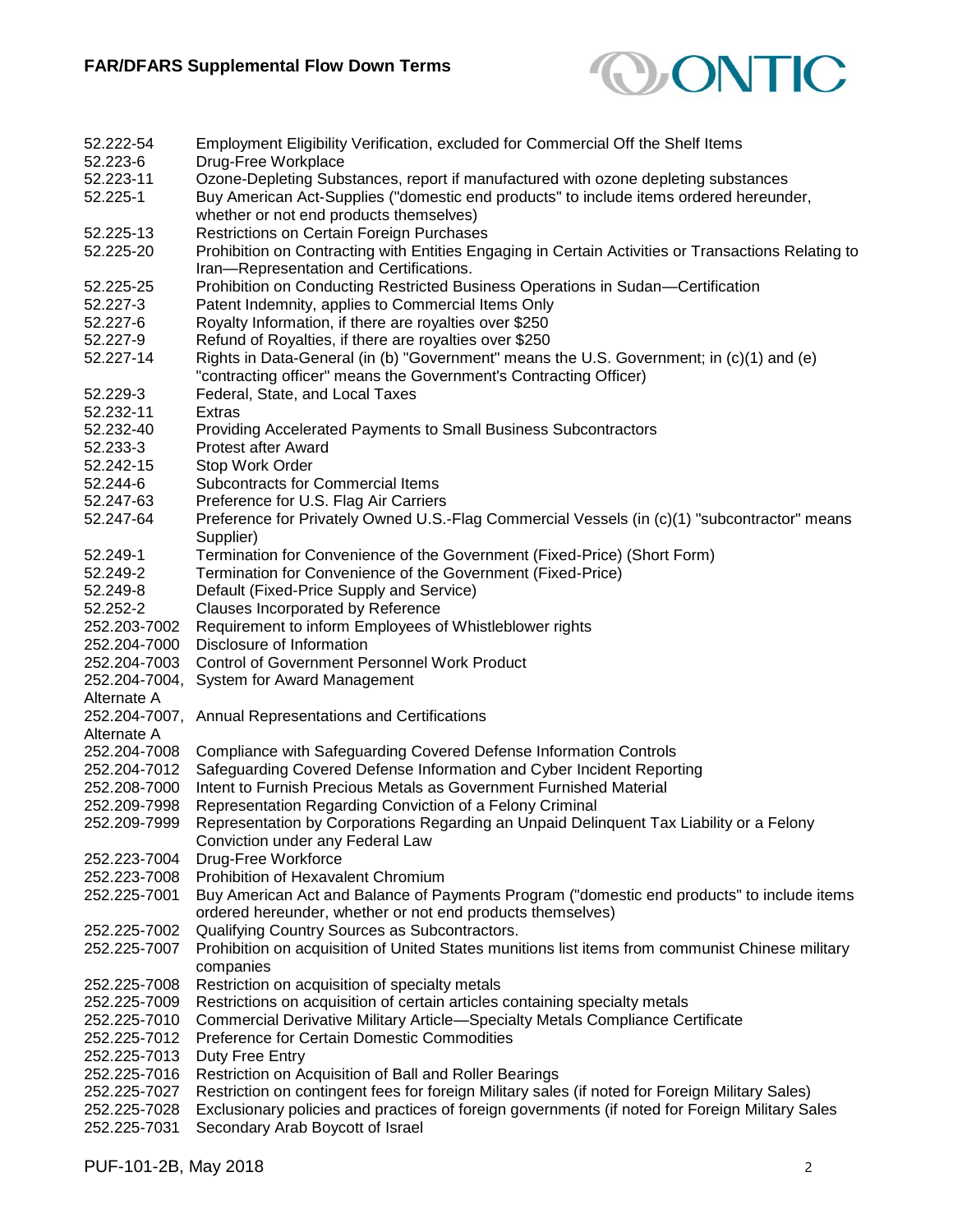| | |
|---|---|
| 52.222-54 | Employment Eligibility Verification, excluded for Commercial Off the Shelf Items |
| 52.223-6 | Drug-Free Workplace |
| 52.223-11 | Ozone-Depleting Substances, report if manufactured with ozone depleting substances |
| 52.225-1 | Buy American Act-Supplies ("domestic end products" to include items ordered hereunder, whether or not end products themselves) |
| 52.225-13 | Restrictions on Certain Foreign Purchases |
| 52.225-20 | Prohibition on Contracting with Entities Engaging in Certain Activities or Transactions Relating to Iran—Representation and Certifications. |
| 52.225-25 | Prohibition on Conducting Restricted Business Operations in Sudan—Certification |
| 52.227-3 | Patent Indemnity, applies to Commercial Items Only |
| 52.227-6 | Royalty Information, if there are royalties over $250 |
| 52.227-9 | Refund of Royalties, if there are royalties over $250 |
| 52.227-14 | Rights in Data-General (in (b) "Government" means the U.S. Government; in (c)(1) and (e) "contracting officer" means the Government's Contracting Officer) |
| 52.229-3 | Federal, State, and Local Taxes |
| 52.232-11 | Extras |
| 52.232-40 | Providing Accelerated Payments to Small Business Subcontractors |
| 52.233-3 | Protest after Award |
| 52.242-15 | Stop Work Order |
| 52.244-6 | Subcontracts for Commercial Items |
| 52.247-63 | Preference for U.S. Flag Air Carriers |
| 52.247-64 | Preference for Privately Owned U.S.-Flag Commercial Vessels (in (c)(1) "subcontractor" means Supplier) |
| 52.249-1 | Termination for Convenience of the Government (Fixed-Price) (Short Form) |
| 52.249-2 | Termination for Convenience of the Government (Fixed-Price) |
| 52.249-8 | Default (Fixed-Price Supply and Service) |
| 52.252-2 | Clauses Incorporated by Reference |
| 252.203-7002 | Requirement to inform Employees of Whistleblower rights |
| 252.204-7000 | Disclosure of Information |
| 252.204-7003 | Control of Government Personnel Work Product |
| 252.204-7004, Alternate A | System for Award Management |
| 252.204-7007, Alternate A | Annual Representations and Certifications |
| 252.204-7008 | Compliance with Safeguarding Covered Defense Information Controls |
| 252.204-7012 | Safeguarding Covered Defense Information and Cyber Incident Reporting |
| 252.208-7000 | Intent to Furnish Precious Metals as Government Furnished Material |
| 252.209-7998 | Representation Regarding Conviction of a Felony Criminal |
| 252.209-7999 | Representation by Corporations Regarding an Unpaid Delinquent Tax Liability or a Felony Conviction under any Federal Law |
| 252.223-7004 | Drug-Free Workforce |
| 252.223-7008 | Prohibition of Hexavalent Chromium |
| 252.225-7001 | Buy American Act and Balance of Payments Program ("domestic end products" to include items ordered hereunder, whether or not end products themselves) |
| 252.225-7002 | Qualifying Country Sources as Subcontractors. |
| 252.225-7007 | Prohibition on acquisition of United States munitions list items from communist Chinese military companies |
| 252.225-7008 | Restriction on acquisition of specialty metals |
| 252.225-7009 | Restrictions on acquisition of certain articles containing specialty metals |
| 252.225-7010 | Commercial Derivative Military Article—Specialty Metals Compliance Certificate |
| 252.225-7012 | Preference for Certain Domestic Commodities |
| 252.225-7013 | Duty Free Entry |
| 252.225-7016 | Restriction on Acquisition of Ball and Roller Bearings |
| 252.225-7027 | Restriction on contingent fees for foreign Military sales (if noted for Foreign Military Sales) |
| 252.225-7028 | Exclusionary policies and practices of foreign governments (if noted for Foreign Military Sales |
| 252.225-7031 | Secondary Arab Boycott of Israel |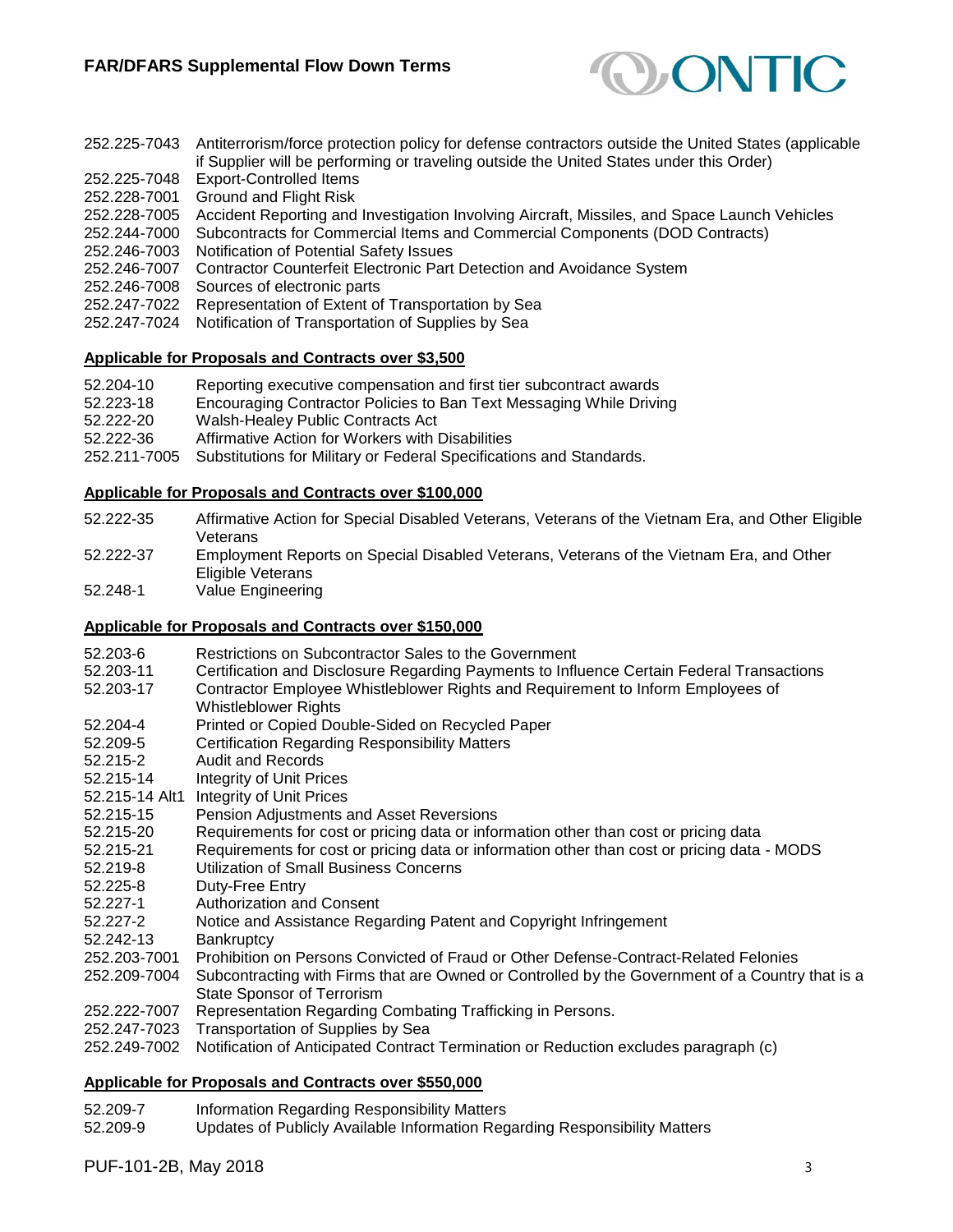| | |
|---|---|
| 252.225-7043 | Antiterrorism/force protection policy for defense contractors outside the United States (applicable if Supplier will be performing or traveling outside the United States under this Order) |
| 252.225-7048 | Export-Controlled Items |
| 252.228-7001 | Ground and Flight Risk |
| 252.228-7005 | Accident Reporting and Investigation Involving Aircraft, Missiles, and Space Launch Vehicles |
| 252.244-7000 | Subcontracts for Commercial Items and Commercial Components (DOD Contracts) |
| 252.246-7003 | Notification of Potential Safety Issues |
| 252.246-7007 | Contractor Counterfeit Electronic Part Detection and Avoidance System |
| 252.246-7008 | Sources of electronic parts |
| 252.247-7022 | Representation of Extent of Transportation by Sea |
| 252.247-7024 | Notification of Transportation of Supplies by Sea |

**<u>Applicable for Proposals and Contracts over $3,500</u>**

| | |
|---|---|
| 52.204-10 | Reporting executive compensation and first tier subcontract awards |
| 52.223-18 | Encouraging Contractor Policies to Ban Text Messaging While Driving |
| 52.222-20 | Walsh-Healey Public Contracts Act |
| 52.222-36 | Affirmative Action for Workers with Disabilities |
| 252.211-7005 | Substitutions for Military or Federal Specifications and Standards. |

**<u>Applicable for Proposals and Contracts over $100,000</u>**

| | |
|---|---|
| 52.222-35 | Affirmative Action for Special Disabled Veterans, Veterans of the Vietnam Era, and Other Eligible Veterans |
| 52.222-37 | Employment Reports on Special Disabled Veterans, Veterans of the Vietnam Era, and Other Eligible Veterans |
| 52.248-1 | Value Engineering |

**<u>Applicable for Proposals and Contracts over $150,000</u>**

| | |
|---|---|
| 52.203-6 | Restrictions on Subcontractor Sales to the Government |
| 52.203-11 | Certification and Disclosure Regarding Payments to Influence Certain Federal Transactions |
| 52.203-17 | Contractor Employee Whistleblower Rights and Requirement to Inform Employees of Whistleblower Rights |
| 52.204-4 | Printed or Copied Double-Sided on Recycled Paper |
| 52.209-5 | Certification Regarding Responsibility Matters |
| 52.215-2 | Audit and Records |
| 52.215-14 | Integrity of Unit Prices |
| 52.215-14 Alt1 | Integrity of Unit Prices |
| 52.215-15 | Pension Adjustments and Asset Reversions |
| 52.215-20 | Requirements for cost or pricing data or information other than cost or pricing data |
| 52.215-21 | Requirements for cost or pricing data or information other than cost or pricing data - MODS |
| 52.219-8 | Utilization of Small Business Concerns |
| 52.225-8 | Duty-Free Entry |
| 52.227-1 | Authorization and Consent |
| 52.227-2 | Notice and Assistance Regarding Patent and Copyright Infringement |
| 52.242-13 | Bankruptcy |
| 252.203-7001 | Prohibition on Persons Convicted of Fraud or Other Defense-Contract-Related Felonies |
| 252.209-7004 | Subcontracting with Firms that are Owned or Controlled by the Government of a Country that is a State Sponsor of Terrorism |
| 252.222-7007 | Representation Regarding Combating Trafficking in Persons. |
| 252.247-7023 | Transportation of Supplies by Sea |
| 252.249-7002 | Notification of Anticipated Contract Termination or Reduction excludes paragraph (c) |

**<u>Applicable for Proposals and Contracts over $550,000</u>**

| | |
|---|---|
| 52.209-7 | Information Regarding Responsibility Matters |
| 52.209-9 | Updates of Publicly Available Information Regarding Responsibility Matters |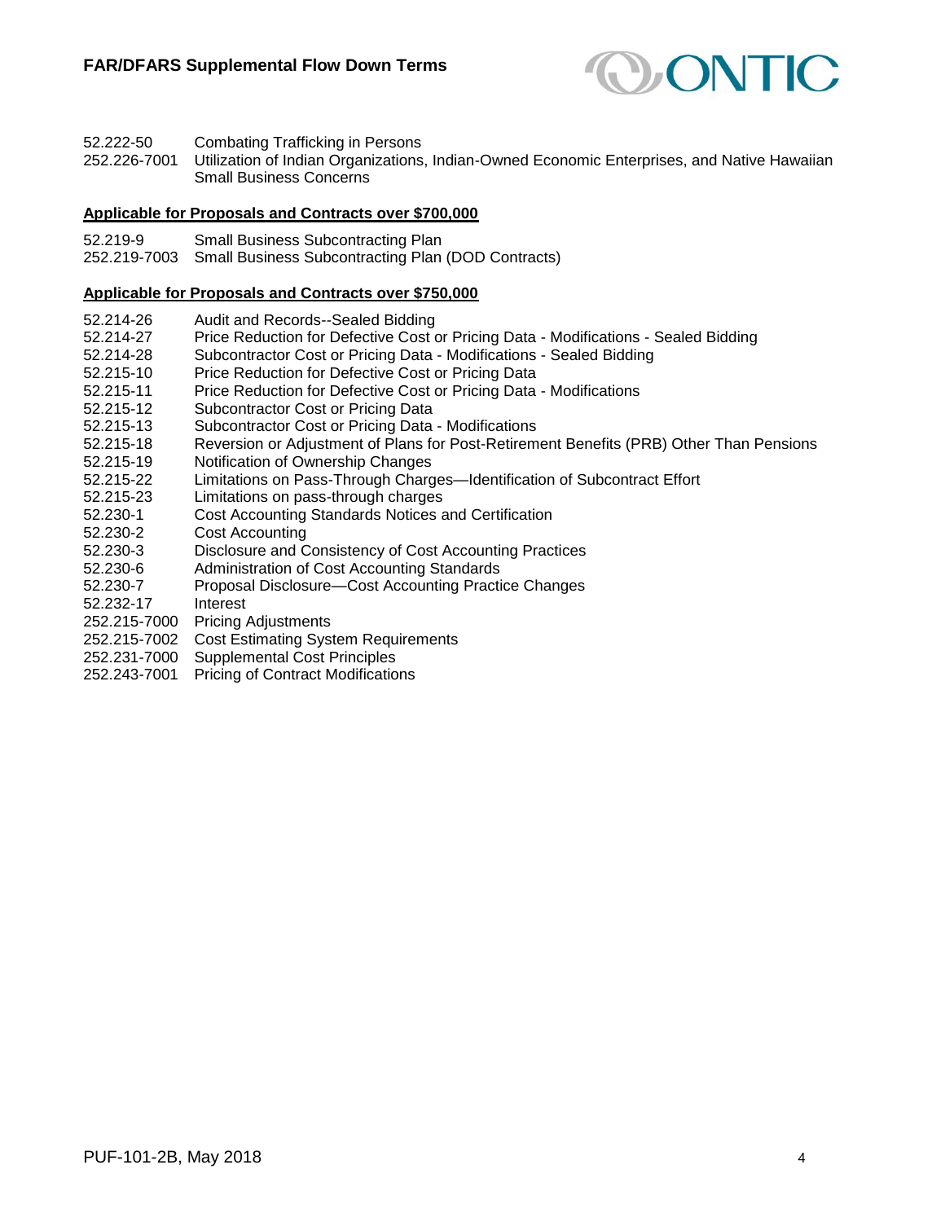| | |
|---|---|
| 52.222-50 | Combating Trafficking in Persons |
| 252.226-7001 | Utilization of Indian Organizations, Indian-Owned Economic Enterprises, and Native Hawaiian Small Business Concerns |

**<u>Applicable for Proposals and Contracts over $700,000</u>**

| | |
|---|---|
| 52.219-9 | Small Business Subcontracting Plan |
| 252.219-7003 | Small Business Subcontracting Plan (DOD Contracts) |

**<u>Applicable for Proposals and Contracts over $750,000</u>**

| | |
|---|---|
| 52.214-26 | Audit and Records--Sealed Bidding |
| 52.214-27 | Price Reduction for Defective Cost or Pricing Data - Modifications - Sealed Bidding |
| 52.214-28 | Subcontractor Cost or Pricing Data - Modifications - Sealed Bidding |
| 52.215-10 | Price Reduction for Defective Cost or Pricing Data |
| 52.215-11 | Price Reduction for Defective Cost or Pricing Data - Modifications |
| 52.215-12 | Subcontractor Cost or Pricing Data |
| 52.215-13 | Subcontractor Cost or Pricing Data - Modifications |
| 52.215-18 | Reversion or Adjustment of Plans for Post-Retirement Benefits (PRB) Other Than Pensions |
| 52.215-19 | Notification of Ownership Changes |
| 52.215-22 | Limitations on Pass-Through Charges—Identification of Subcontract Effort |
| 52.215-23 | Limitations on pass-through charges |
| 52.230-1 | Cost Accounting Standards Notices and Certification |
| 52.230-2 | Cost Accounting |
| 52.230-3 | Disclosure and Consistency of Cost Accounting Practices |
| 52.230-6 | Administration of Cost Accounting Standards |
| 52.230-7 | Proposal Disclosure—Cost Accounting Practice Changes |
| 52.232-17 | Interest |
| 252.215-7000 | Pricing Adjustments |
| 252.215-7002 | Cost Estimating System Requirements |
| 252.231-7000 | Supplemental Cost Principles |
| 252.243-7001 | Pricing of Contract Modifications |